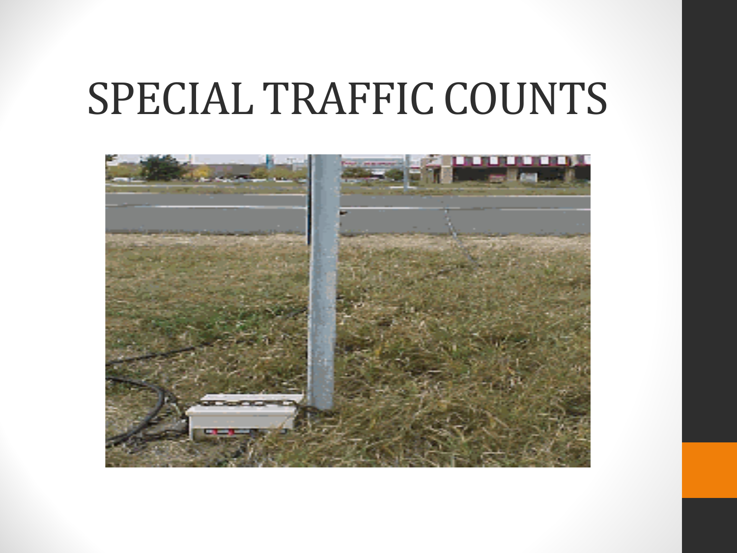# SPECIAL TRAFFIC COUNTS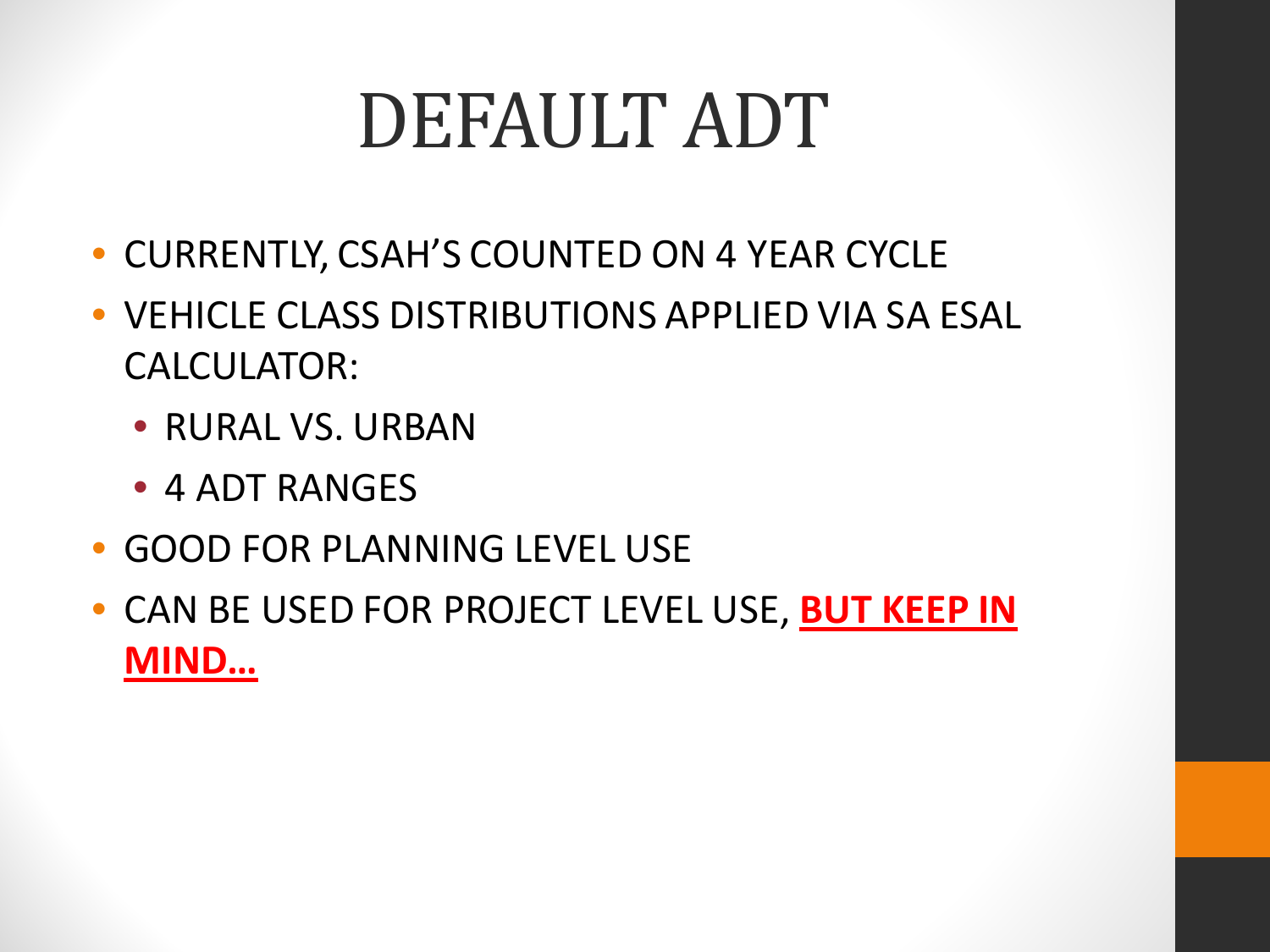# DEFAULT ADT

- CURRENTLY, CSAH'S COUNTED ON 4 YEAR CYCLE
- VEHICLE CLASS DISTRIBUTIONS APPLIED VIA SA ESAL CALCULATOR:
  - RURAL VS. URBAN
  - 4 ADT RANGES
- GOOD FOR PLANNING LEVEL USE
- CAN BE USED FOR PROJECT LEVEL USE, **BUT KEEP IN MIND…**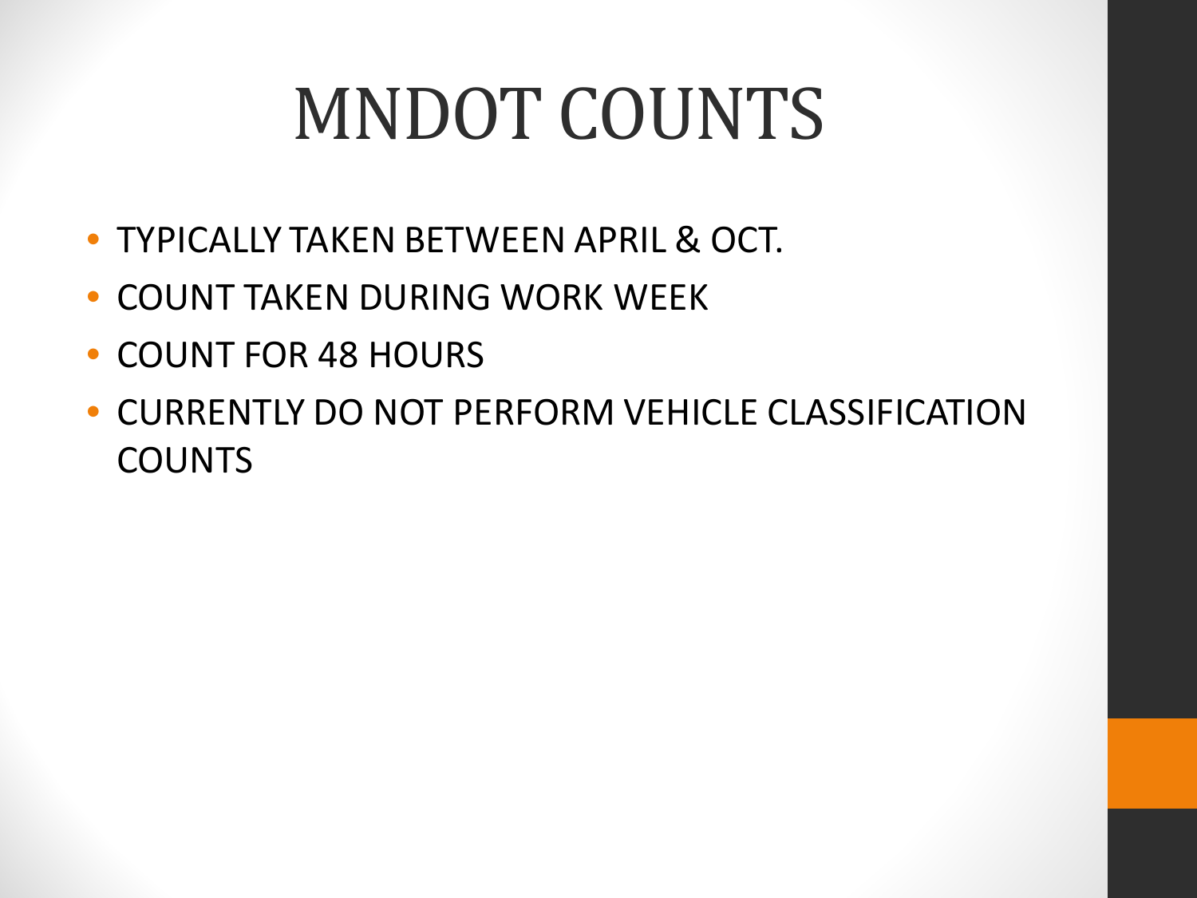# MNDOT COUNTS

- TYPICALLY TAKEN BETWEEN APRIL & OCT.
- COUNT TAKEN DURING WORK WEEK
- COUNT FOR 48 HOURS
- CURRENTLY DO NOT PERFORM VEHICLE CLASSIFICATION COUNTS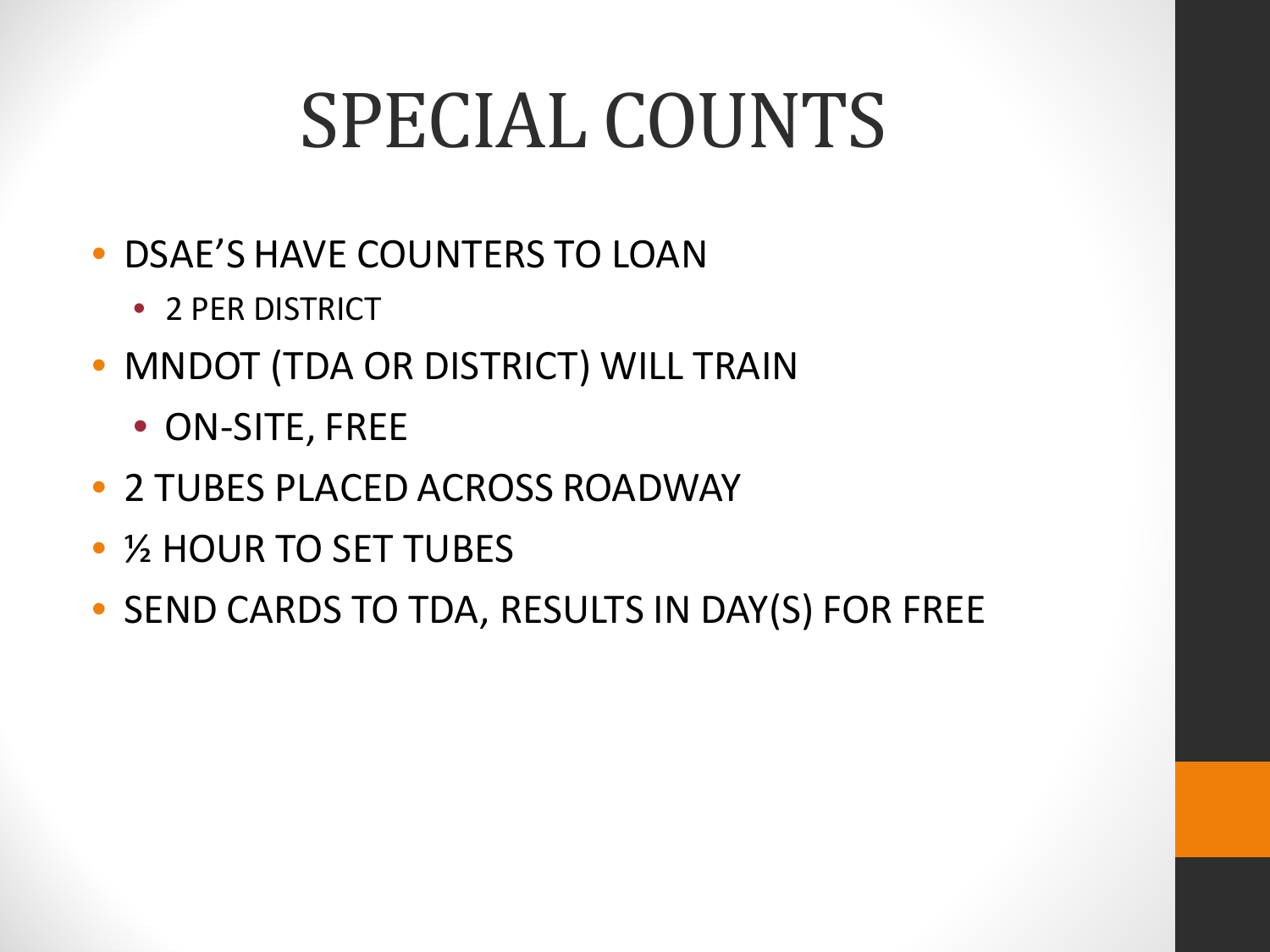# SPECIAL COUNTS

- DSAE'S HAVE COUNTERS TO LOAN
  - 2 PER DISTRICT
- MNDOT (TDA OR DISTRICT) WILL TRAIN
  - ON-SITE, FREE
- 2 TUBES PLACED ACROSS ROADWAY
- ½ HOUR TO SET TUBES
- SEND CARDS TO TDA, RESULTS IN DAY(S) FOR FREE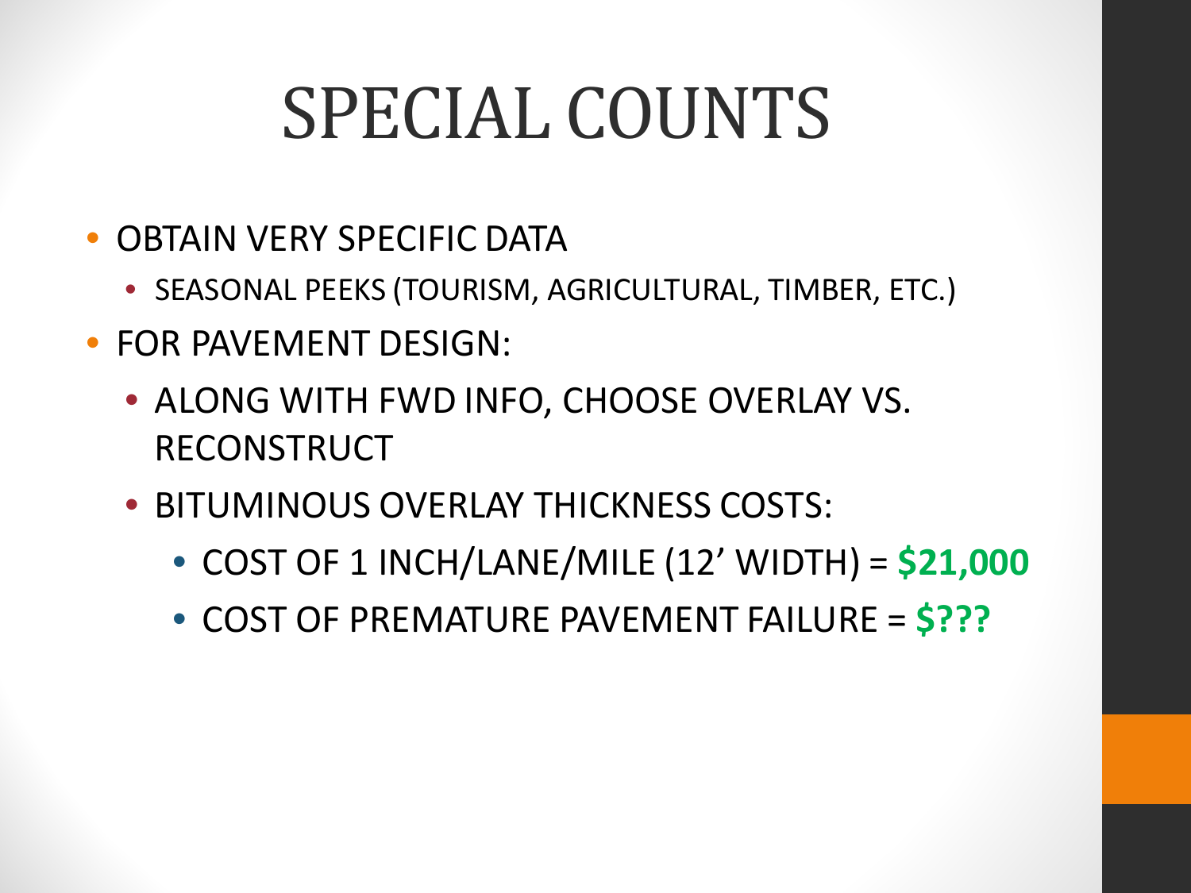# SPECIAL COUNTS

- OBTAIN VERY SPECIFIC DATA
  - SEASONAL PEEKS (TOURISM, AGRICULTURAL, TIMBER, ETC.)
- FOR PAVEMENT DESIGN:
  - ALONG WITH FWD INFO, CHOOSE OVERLAY VS. RECONSTRUCT
  - BITUMINOUS OVERLAY THICKNESS COSTS:
    - COST OF 1 INCH/LANE/MILE (12' WIDTH) = **$21,000**
    - COST OF PREMATURE PAVEMENT FAILURE = **$???**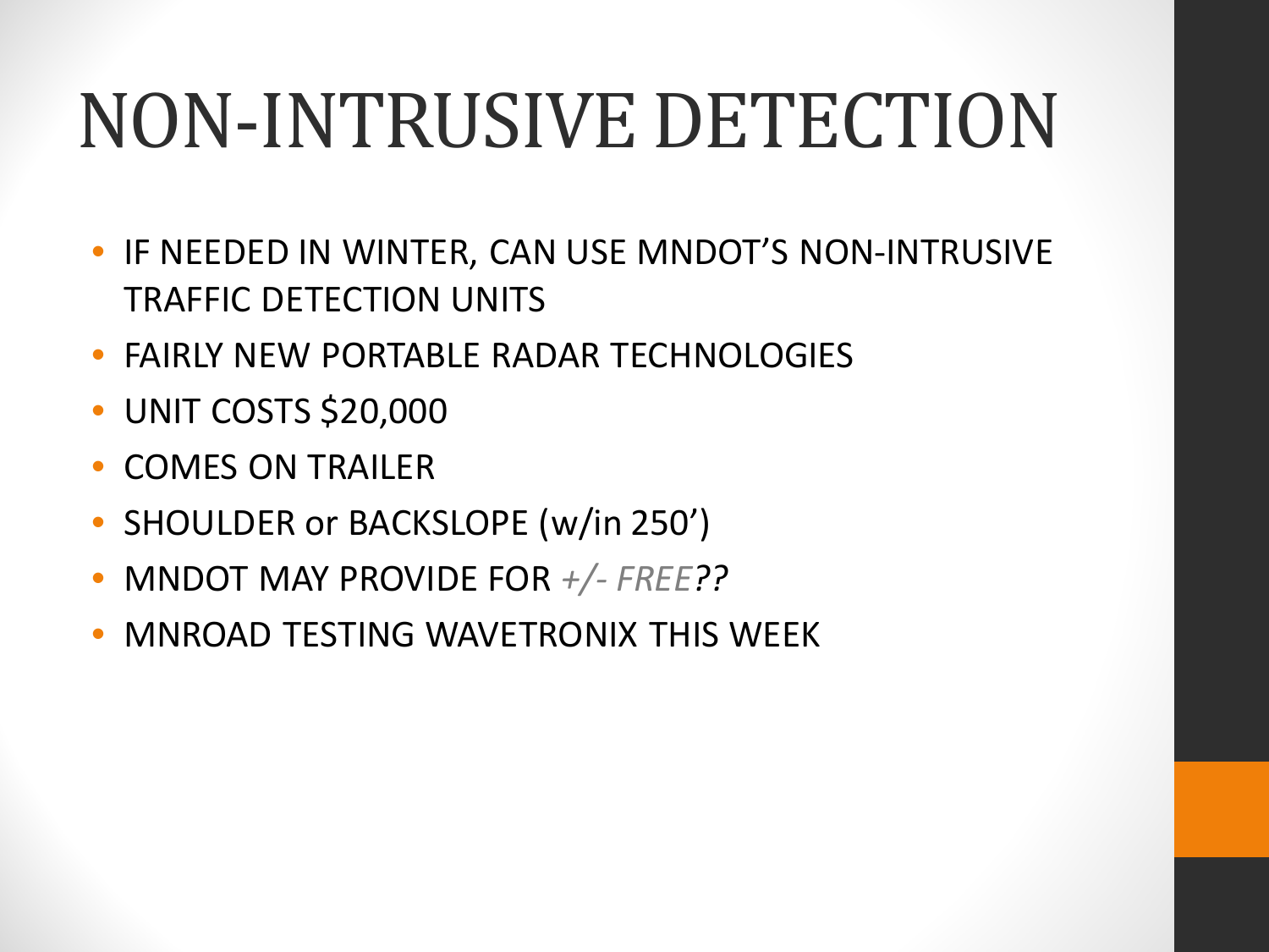# NON-INTRUSIVE DETECTION

- IF NEEDED IN WINTER, CAN USE MNDOT'S NON-INTRUSIVE TRAFFIC DETECTION UNITS
- FAIRLY NEW PORTABLE RADAR TECHNOLOGIES
- UNIT COSTS $20,000
- COMES ON TRAILER
- SHOULDER or BACKSLOPE (w/in 250')
- MNDOT MAY PROVIDE FOR *+/- FREE??*
- MNROAD TESTING WAVETRONIX THIS WEEK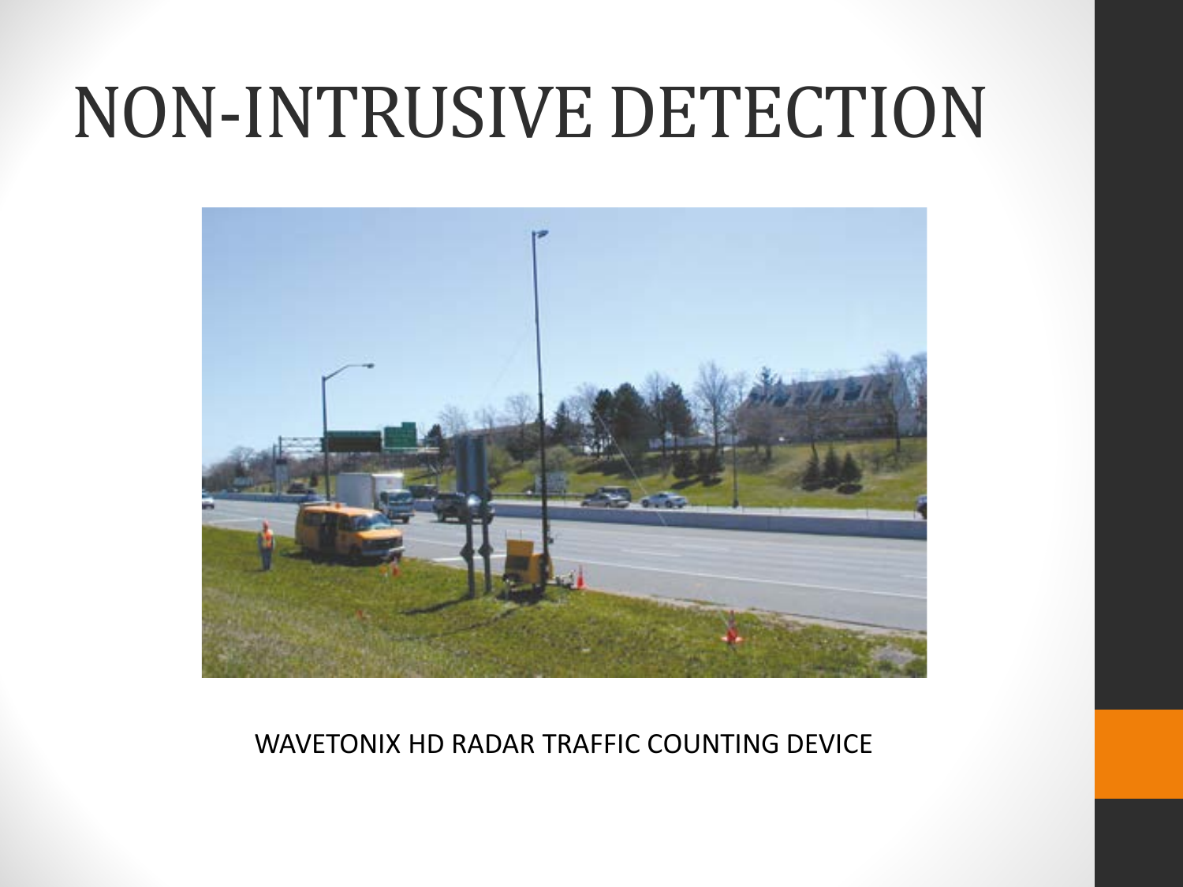# NON-INTRUSIVE DETECTION

WAVETONIX HD RADAR TRAFFIC COUNTING DEVICE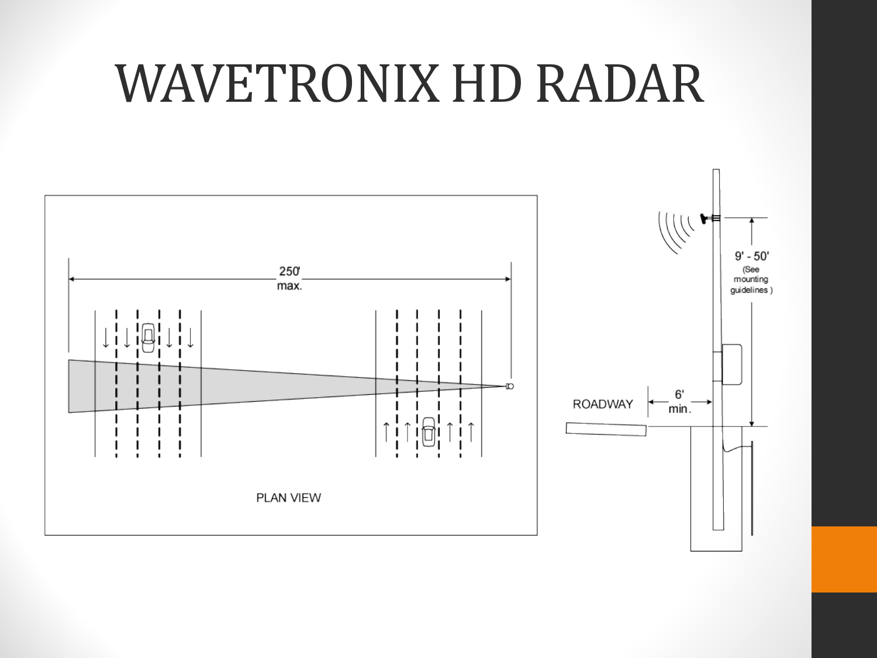# WAVETRONIX HD RADAR

250' max.

PLAN VIEW

9' - 50' (See mounting guidelines )

ROADWAY

6' min.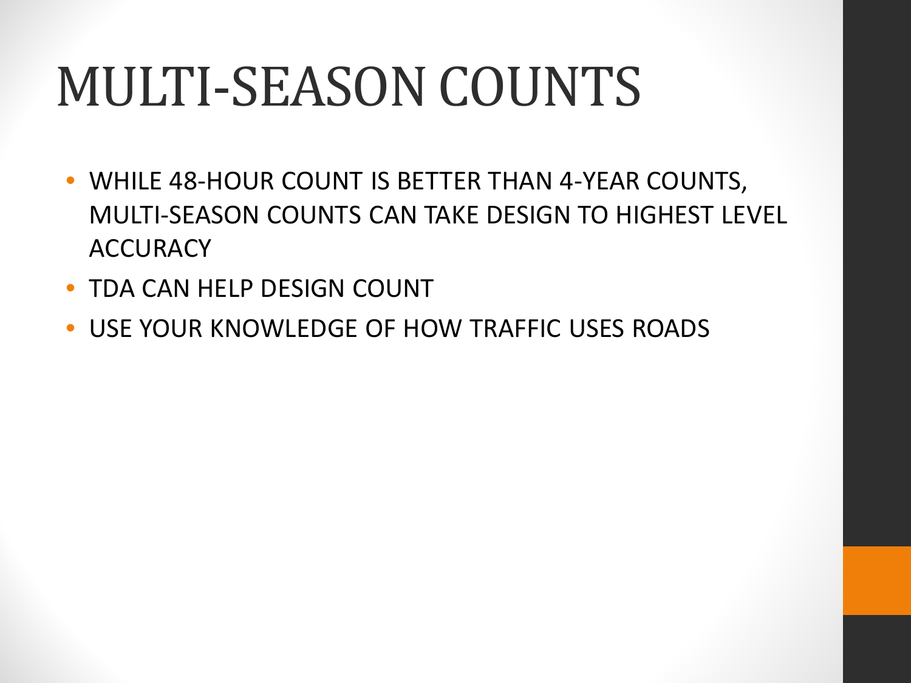# MULTI-SEASON COUNTS

- WHILE 48-HOUR COUNT IS BETTER THAN 4-YEAR COUNTS, MULTI-SEASON COUNTS CAN TAKE DESIGN TO HIGHEST LEVEL ACCURACY
- TDA CAN HELP DESIGN COUNT
- USE YOUR KNOWLEDGE OF HOW TRAFFIC USES ROADS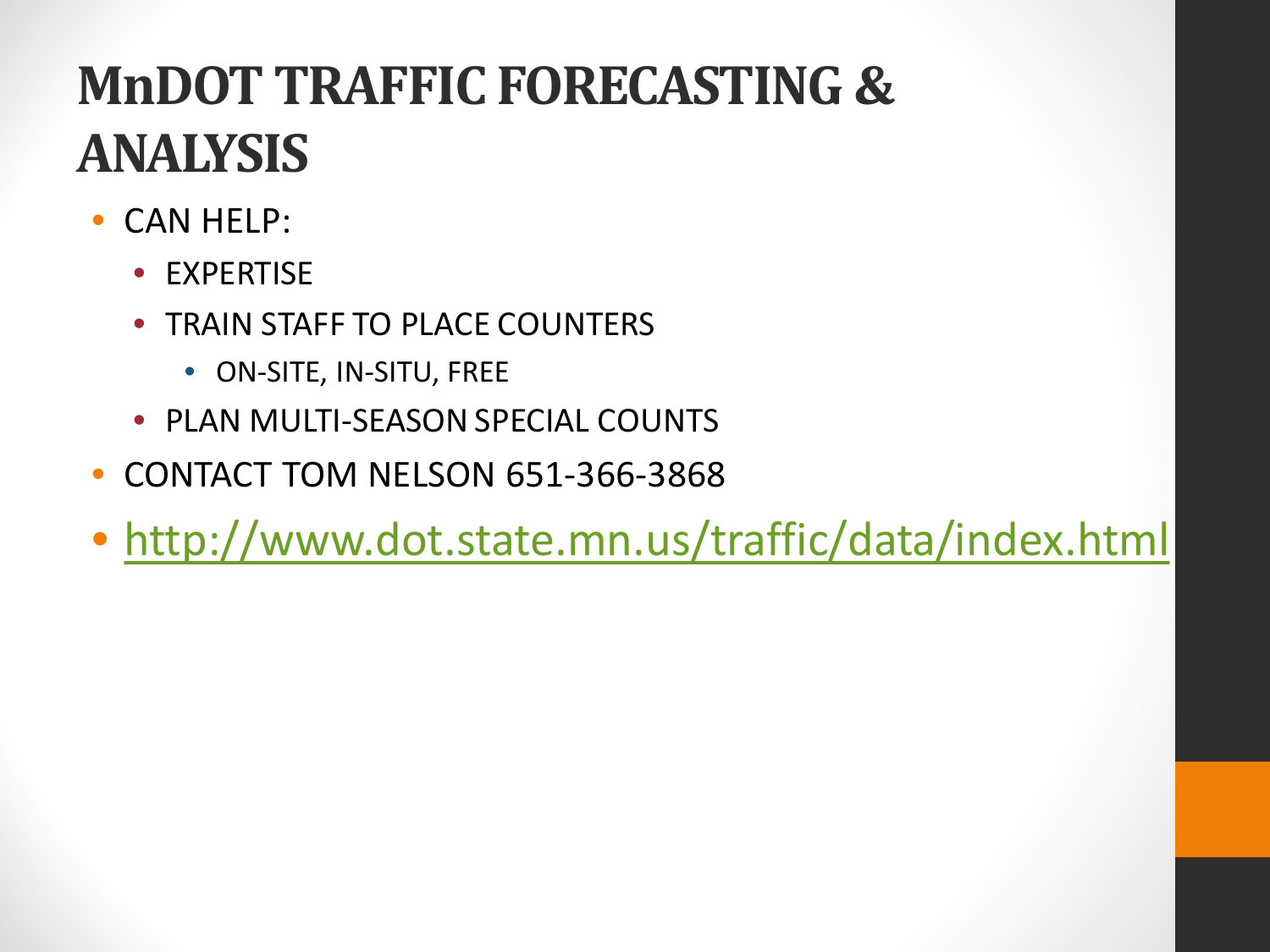# MnDOT TRAFFIC FORECASTING & ANALYSIS

- CAN HELP:
  - EXPERTISE
  - TRAIN STAFF TO PLACE COUNTERS
    - ON-SITE, IN-SITU, FREE
  - PLAN MULTI-SEASON SPECIAL COUNTS
- CONTACT TOM NELSON 651-366-3868
- [http://www.dot.state.mn.us/traffic/data/index.html](http://www.dot.state.mn.us/traffic/data/index.html)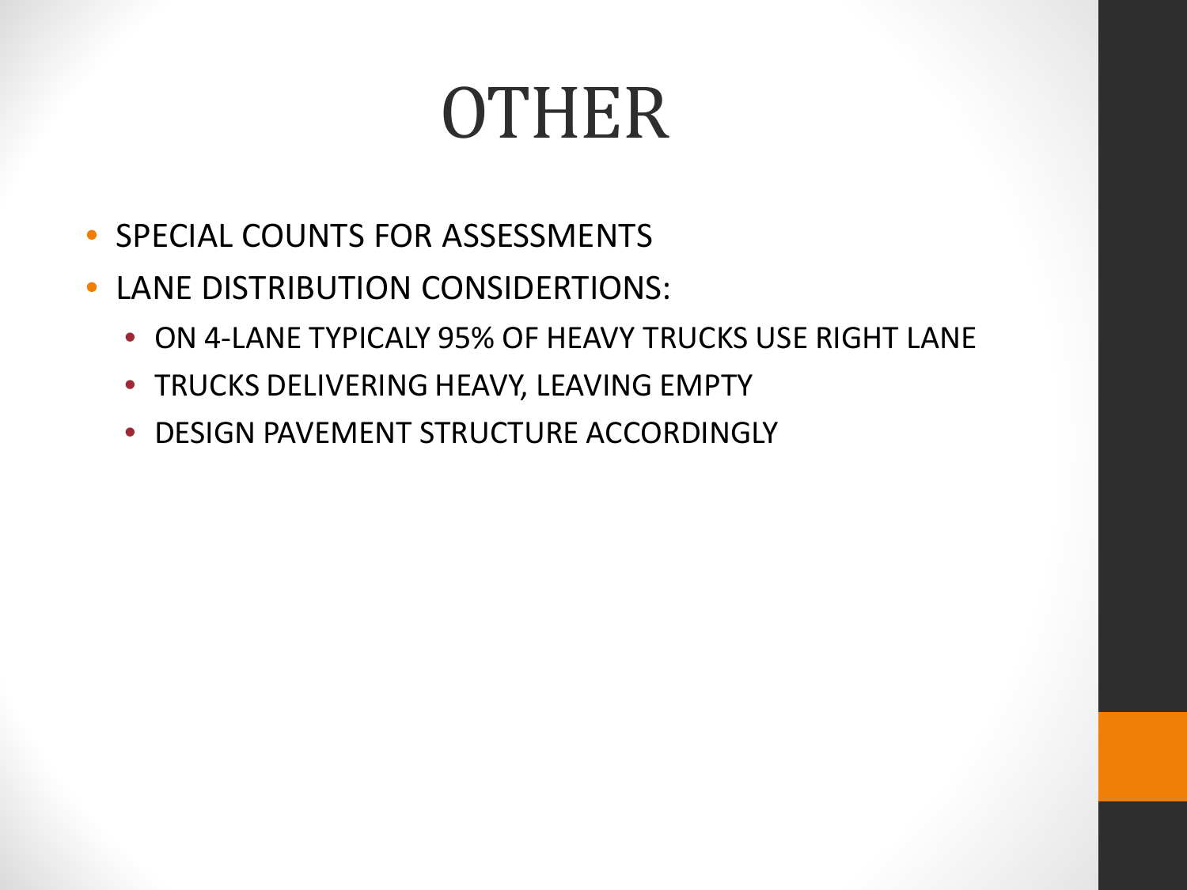# OTHER

- SPECIAL COUNTS FOR ASSESSMENTS
- LANE DISTRIBUTION CONSIDERTIONS:
  - ON 4-LANE TYPICALY 95% OF HEAVY TRUCKS USE RIGHT LANE
  - TRUCKS DELIVERING HEAVY, LEAVING EMPTY
  - DESIGN PAVEMENT STRUCTURE ACCORDINGLY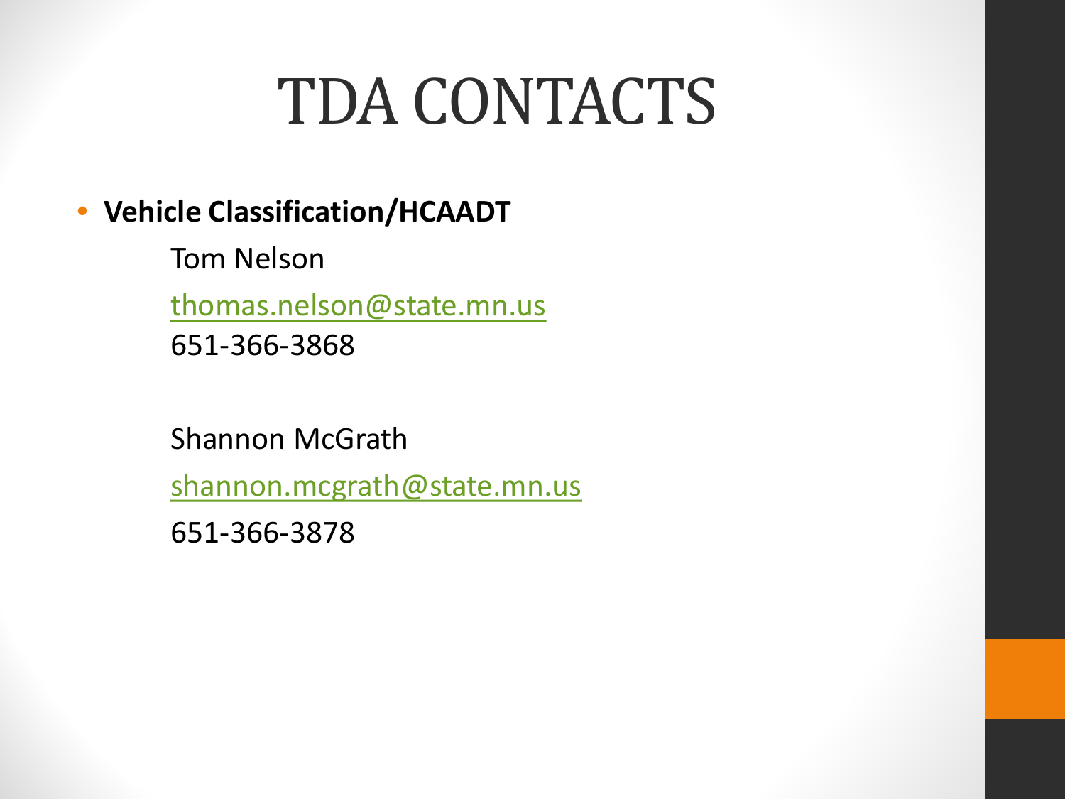# TDA CONTACTS

- **Vehicle Classification/HCAADT**

  Tom Nelson

  thomas.nelson@state.mn.us

  651-366-3868

  Shannon McGrath

  shannon.mcgrath@state.mn.us

  651-366-3878